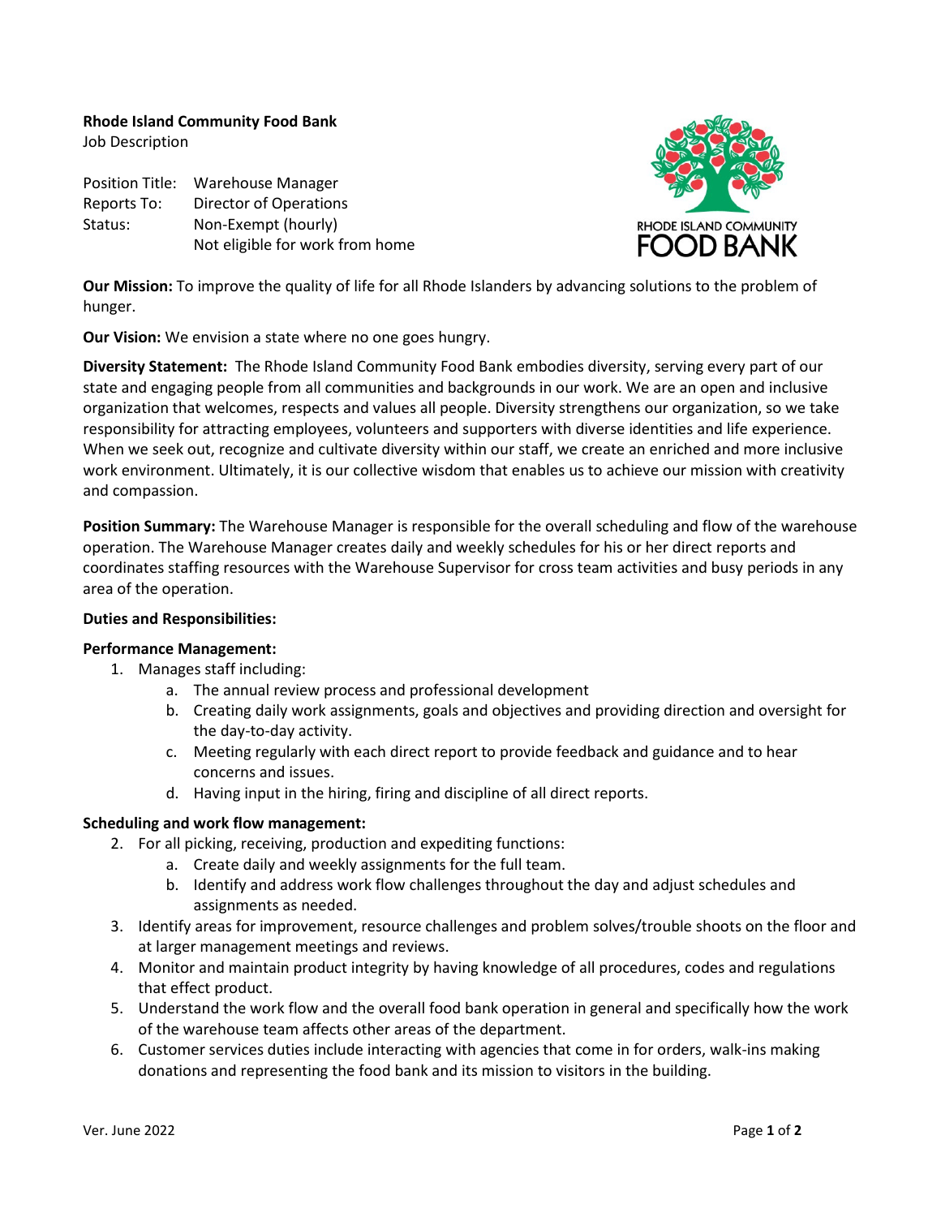**Rhode Island Community Food Bank**
Job Description

Position Title: Warehouse Manager
Reports To: Director of Operations
Status: Non-Exempt (hourly)
Not eligible for work from home

**Our Mission:** To improve the quality of life for all Rhode Islanders by advancing solutions to the problem of hunger.

**Our Vision:** We envision a state where no one goes hungry.

**Diversity Statement:** The Rhode Island Community Food Bank embodies diversity, serving every part of our state and engaging people from all communities and backgrounds in our work. We are an open and inclusive organization that welcomes, respects and values all people. Diversity strengthens our organization, so we take responsibility for attracting employees, volunteers and supporters with diverse identities and life experience. When we seek out, recognize and cultivate diversity within our staff, we create an enriched and more inclusive work environment. Ultimately, it is our collective wisdom that enables us to achieve our mission with creativity and compassion.

**Position Summary:** The Warehouse Manager is responsible for the overall scheduling and flow of the warehouse operation. The Warehouse Manager creates daily and weekly schedules for his or her direct reports and coordinates staffing resources with the Warehouse Supervisor for cross team activities and busy periods in any area of the operation.

**Duties and Responsibilities:**

**Performance Management:**

1. Manages staff including:
   a. The annual review process and professional development
   b. Creating daily work assignments, goals and objectives and providing direction and oversight for the day-to-day activity.
   c. Meeting regularly with each direct report to provide feedback and guidance and to hear concerns and issues.
   d. Having input in the hiring, firing and discipline of all direct reports.

**Scheduling and work flow management:**

2. For all picking, receiving, production and expediting functions:
   a. Create daily and weekly assignments for the full team.
   b. Identify and address work flow challenges throughout the day and adjust schedules and assignments as needed.
3. Identify areas for improvement, resource challenges and problem solves/trouble shoots on the floor and at larger management meetings and reviews.
4. Monitor and maintain product integrity by having knowledge of all procedures, codes and regulations that effect product.
5. Understand the work flow and the overall food bank operation in general and specifically how the work of the warehouse team affects other areas of the department.
6. Customer services duties include interacting with agencies that come in for orders, walk-ins making donations and representing the food bank and its mission to visitors in the building.

Ver. June 2022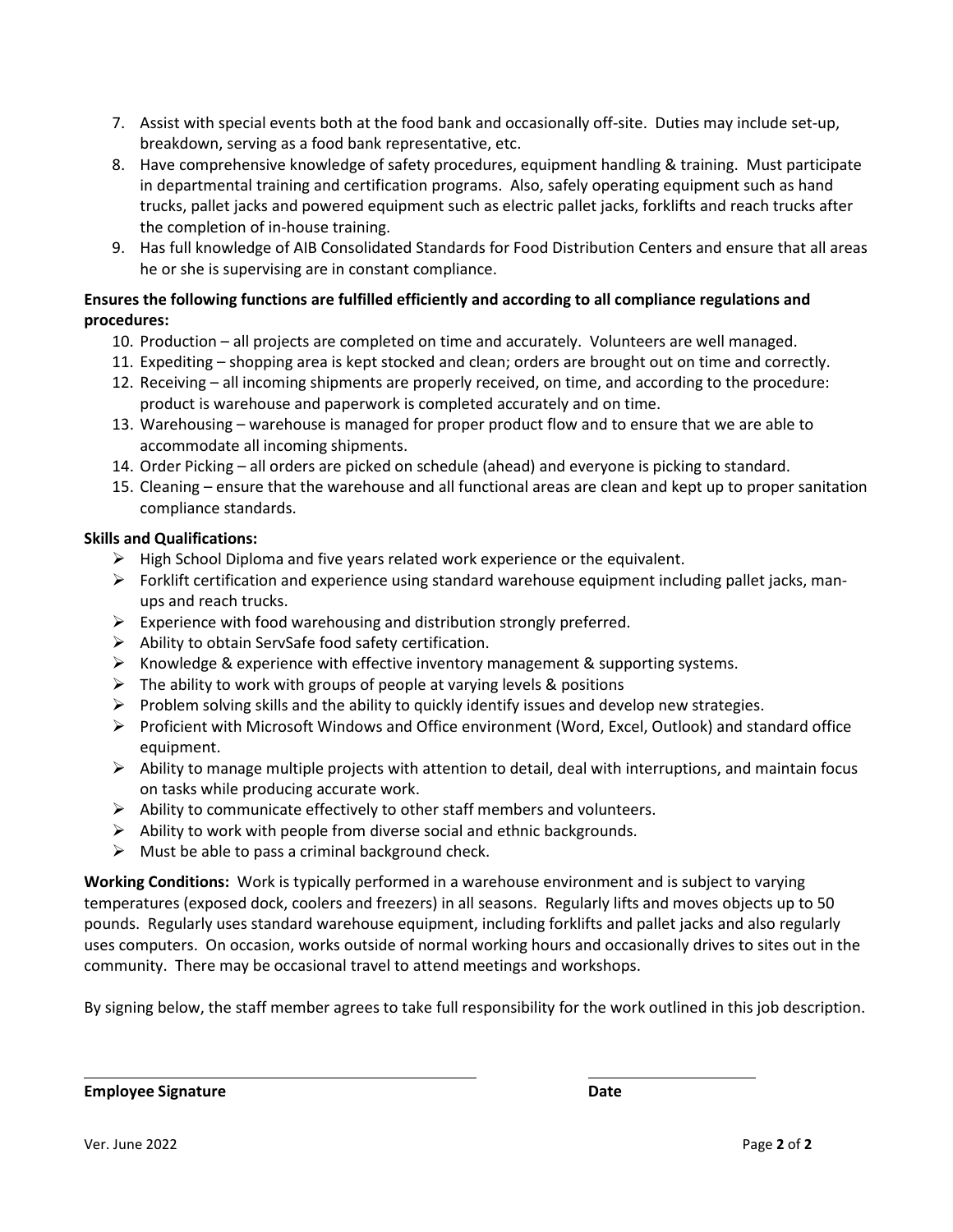7. Assist with special events both at the food bank and occasionally off-site. Duties may include set-up, breakdown, serving as a food bank representative, etc.
8. Have comprehensive knowledge of safety procedures, equipment handling & training. Must participate in departmental training and certification programs. Also, safely operating equipment such as hand trucks, pallet jacks and powered equipment such as electric pallet jacks, forklifts and reach trucks after the completion of in-house training.
9. Has full knowledge of AIB Consolidated Standards for Food Distribution Centers and ensure that all areas he or she is supervising are in constant compliance.

**Ensures the following functions are fulfilled efficiently and according to all compliance regulations and procedures:**

10. Production – all projects are completed on time and accurately. Volunteers are well managed.
11. Expediting – shopping area is kept stocked and clean; orders are brought out on time and correctly.
12. Receiving – all incoming shipments are properly received, on time, and according to the procedure: product is warehouse and paperwork is completed accurately and on time.
13. Warehousing – warehouse is managed for proper product flow and to ensure that we are able to accommodate all incoming shipments.
14. Order Picking – all orders are picked on schedule (ahead) and everyone is picking to standard.
15. Cleaning – ensure that the warehouse and all functional areas are clean and kept up to proper sanitation compliance standards.

**Skills and Qualifications:**

- High School Diploma and five years related work experience or the equivalent.
- Forklift certification and experience using standard warehouse equipment including pallet jacks, man-ups and reach trucks.
- Experience with food warehousing and distribution strongly preferred.
- Ability to obtain ServSafe food safety certification.
- Knowledge & experience with effective inventory management & supporting systems.
- The ability to work with groups of people at varying levels & positions
- Problem solving skills and the ability to quickly identify issues and develop new strategies.
- Proficient with Microsoft Windows and Office environment (Word, Excel, Outlook) and standard office equipment.
- Ability to manage multiple projects with attention to detail, deal with interruptions, and maintain focus on tasks while producing accurate work.
- Ability to communicate effectively to other staff members and volunteers.
- Ability to work with people from diverse social and ethnic backgrounds.
- Must be able to pass a criminal background check.

**Working Conditions:** Work is typically performed in a warehouse environment and is subject to varying temperatures (exposed dock, coolers and freezers) in all seasons. Regularly lifts and moves objects up to 50 pounds. Regularly uses standard warehouse equipment, including forklifts and pallet jacks and also regularly uses computers. On occasion, works outside of normal working hours and occasionally drives to sites out in the community. There may be occasional travel to attend meetings and workshops.

By signing below, the staff member agrees to take full responsibility for the work outlined in this job description.

\_\_\_\_\_\_\_\_\_\_\_\_\_\_\_\_\_\_\_\_\_\_\_\_\_\_\_\_\_\_\_\_\_\_\_\_\_\_\_\_ \_\_\_\_\_\_\_\_\_\_\_\_\_\_\_\_\_\_

**Employee Signature** **Date**

Ver. June 2022